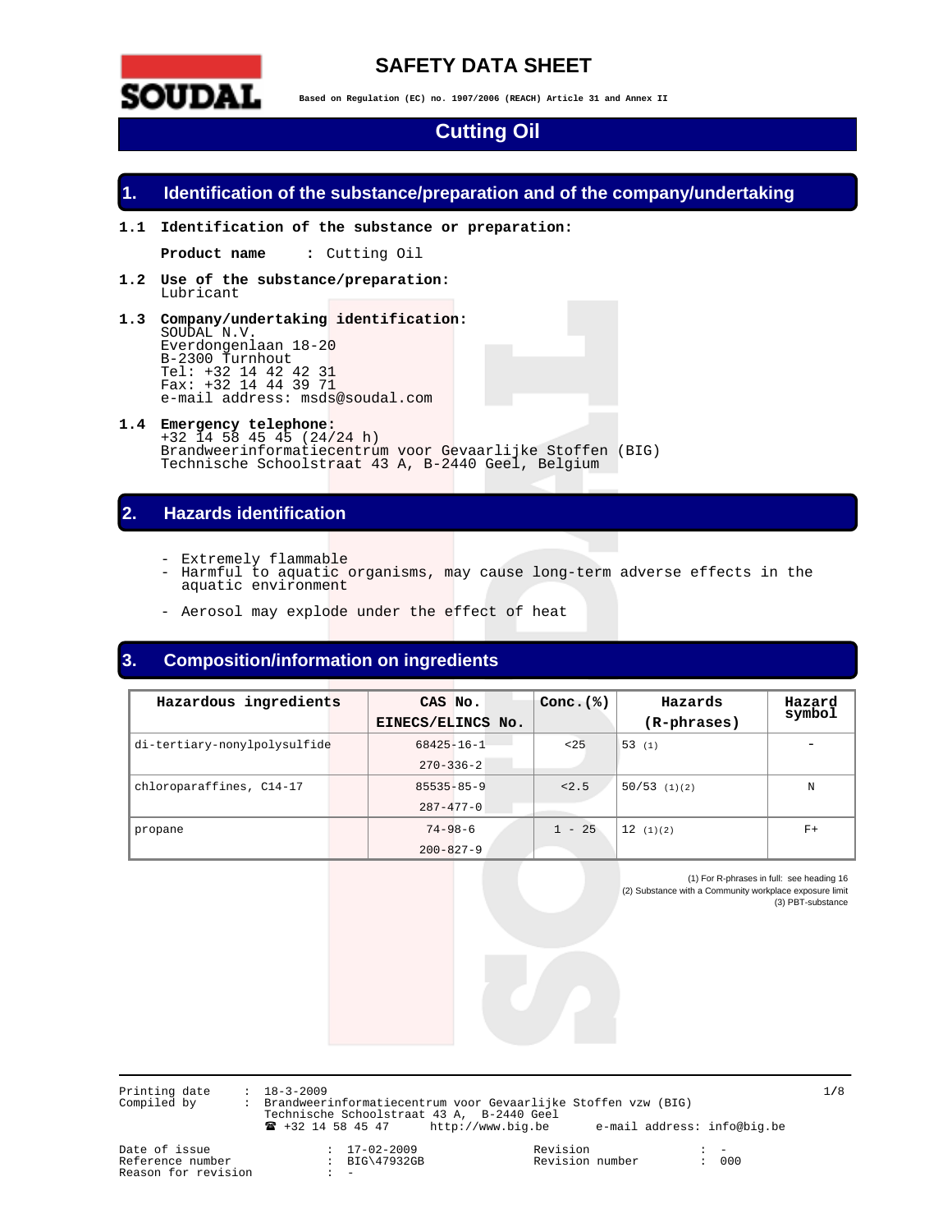# SAFETY DATA SHEET

**Based on Regulation (EC) no. 1907/2006 (REACH) Article 31 and Annex II**

# Cutting Oil

## 1. Identification of the substance/preparation and of the company/undertaking

**1.1 Identification of the substance or preparation:**

**Product name** : Cutting Oil

**1.2 Use of the substance/preparation:**
Lubricant

**1.3 Company/undertaking identification:**
SOUDAL N.V.
Everdongenlaan 18-20
B-2300 Turnhout
Tel: +32 14 42 42 31
Fax: +32 14 44 39 71
e-mail address: msds@soudal.com

**1.4 Emergency telephone:**
+32 14 58 45 45 (24/24 h)
Brandweerinformatiecentrum voor Gevaarlijke Stoffen (BIG)
Technische Schoolstraat 43 A, B-2440 Geel, Belgium

## 2. Hazards identification

- Extremely flammable
- Harmful to aquatic organisms, may cause long-term adverse effects in the aquatic environment
- Aerosol may explode under the effect of heat

## 3. Composition/information on ingredients

| Hazardous ingredients | CAS No. EINECS/ELINCS No. | Conc.(%) | Hazards (R-phrases) | Hazard symbol |
|---|---|---|---|---|
| di-tertiary-nonylpolysulfide | 68425-16-1 270-336-2 | <25 | 53 (1) | - |
| chloroparaffines, C14-17 | 85535-85-9 287-477-0 | <2.5 | 50/53 (1)(2) | N |
| propane | 74-98-6 200-827-9 | 1 - 25 | 12 (1)(2) | F+ |

(1) For R-phrases in full: see heading 16
(2) Substance with a Community workplace exposure limit
(3) PBT-substance

Printing date : 18-3-2009
Compiled by : Brandweerinformatiecentrum voor Gevaarlijke Stoffen vzw (BIG)
Technische Schoolstraat 43 A, B-2440 Geel
☎ +32 14 58 45 47 http://www.big.be e-mail address: info@big.be

Date of issue : 17-02-2009 Revision : -
Reference number : BIG\47932GB Revision number : 000
Reason for revision : -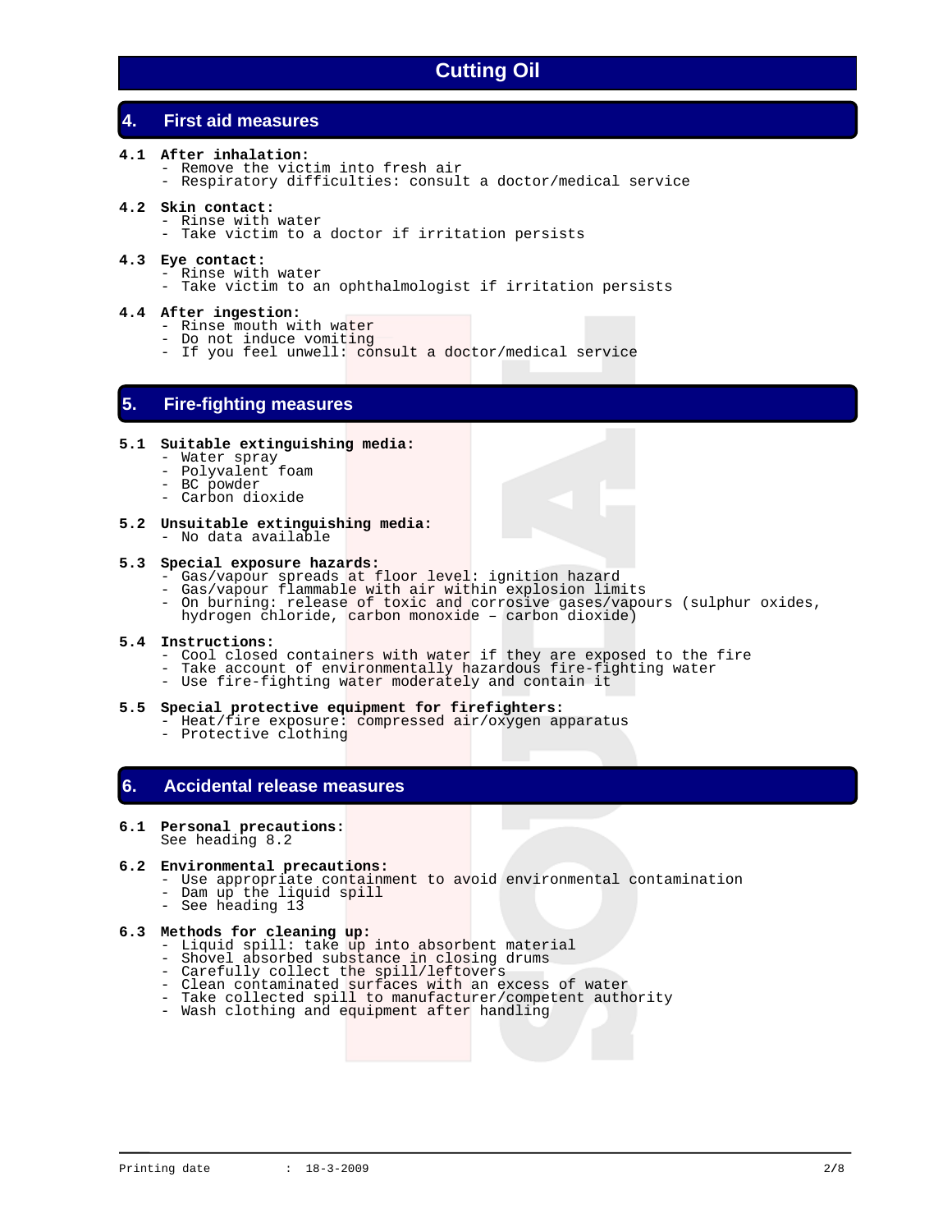# Cutting Oil

## 4. First aid measures

**4.1 After inhalation:**
- Remove the victim into fresh air
- Respiratory difficulties: consult a doctor/medical service

**4.2 Skin contact:**
- Rinse with water
- Take victim to a doctor if irritation persists

**4.3 Eye contact:**
- Rinse with water
- Take victim to an ophthalmologist if irritation persists

**4.4 After ingestion:**
- Rinse mouth with water
- Do not induce vomiting
- If you feel unwell: consult a doctor/medical service

## 5. Fire-fighting measures

**5.1 Suitable extinguishing media:**
- Water spray
- Polyvalent foam
- BC powder
- Carbon dioxide

**5.2 Unsuitable extinguishing media:**
- No data available

**5.3 Special exposure hazards:**
- Gas/vapour spreads at floor level: ignition hazard
- Gas/vapour flammable with air within explosion limits
- On burning: release of toxic and corrosive gases/vapours (sulphur oxides, hydrogen chloride, carbon monoxide – carbon dioxide)

**5.4 Instructions:**
- Cool closed containers with water if they are exposed to the fire
- Take account of environmentally hazardous fire-fighting water
- Use fire-fighting water moderately and contain it

**5.5 Special protective equipment for firefighters:**
- Heat/fire exposure: compressed air/oxygen apparatus
- Protective clothing

## 6. Accidental release measures

**6.1 Personal precautions:**
See heading 8.2

**6.2 Environmental precautions:**
- Use appropriate containment to avoid environmental contamination
- Dam up the liquid spill
- See heading 13

**6.3 Methods for cleaning up:**
- Liquid spill: take up into absorbent material
- Shovel absorbed substance in closing drums
- Carefully collect the spill/leftovers
- Clean contaminated surfaces with an excess of water
- Take collected spill to manufacturer/competent authority
- Wash clothing and equipment after handling

Printing date : 18-3-2009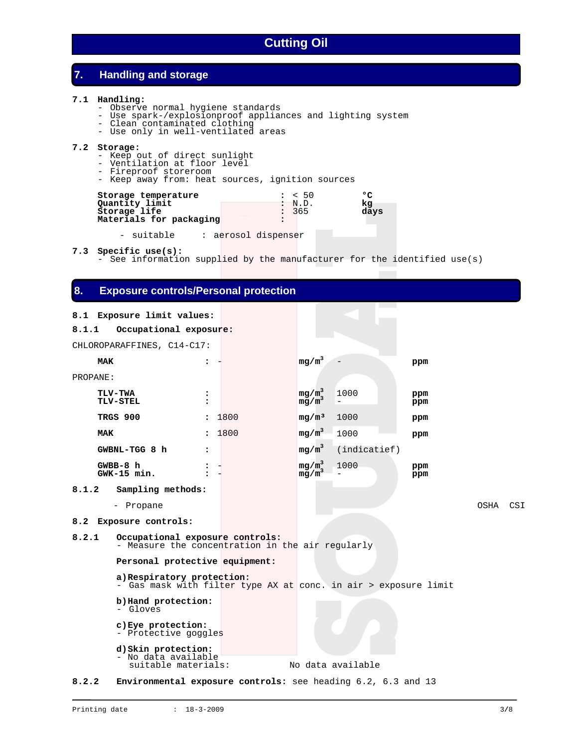# Cutting Oil

## 7. Handling and storage

**7.1 Handling:**
- Observe normal hygiene standards
- Use spark-/explosionproof appliances and lighting system
- Clean contaminated clothing
- Use only in well-ventilated areas

**7.2 Storage:**
- Keep out of direct sunlight
- Ventilation at floor level
- Fireproof storeroom
- Keep away from: heat sources, ignition sources

| | | | |
|---|---|---|---|
| **Storage temperature** | : | < 50 | **°C** |
| **Quantity limit** | : | N.D. | **kg** |
| **Storage life** | : | 365 | **days** |
| **Materials for packaging** | : | | |

- suitable : aerosol dispenser

**7.3 Specific use(s):**
- See information supplied by the manufacturer for the identified use(s)

## 8. Exposure controls/Personal protection

**8.1 Exposure limit values:**

**8.1.1 Occupational exposure:**

CHLOROPARAFFINES, C14-C17:

| | | | | | |
|---|---|---|---|---|---|
| **MAK** | : | - | **mg/m³** | - | **ppm** |

PROPANE:

| | | | | | |
|---|---|---|---|---|---|
| **TLV-TWA** | : | | **mg/m³** | 1000 | **ppm** |
| **TLV-STEL** | : | | **mg/m³** | - | **ppm** |
| **TRGS 900** | : | 1800 | **mg/m³** | 1000 | **ppm** |
| **MAK** | : | 1800 | **mg/m³** | 1000 | **ppm** |
| **GWBNL-TGG 8 h** | : | | **mg/m³** | (indicatief) | |
| **GWBB-8 h** | : | - | **mg/m³** | 1000 | **ppm** |
| **GWK-15 min.** | : | - | **mg/m³** | - | **ppm** |

**8.1.2 Sampling methods:**

- Propane OSHA CSI

**8.2 Exposure controls:**

**8.2.1 Occupational exposure controls:**
- Measure the concentration in the air regularly

**Personal protective equipment:**

**a) Respiratory protection:**
- Gas mask with filter type AX at conc. in air > exposure limit

**b) Hand protection:**
- Gloves

**c) Eye protection:**
- Protective goggles

**d) Skin protection:**
- No data available
  suitable materials: No data available

**8.2.2 Environmental exposure controls:** see heading 6.2, 6.3 and 13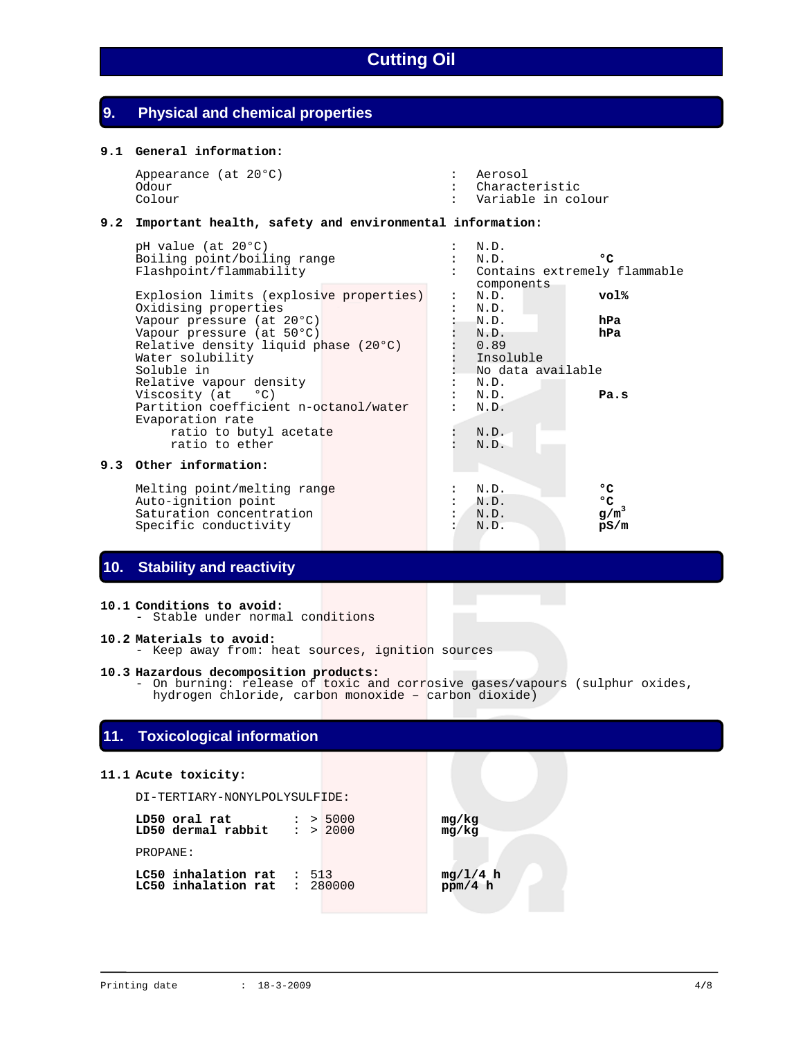# Cutting Oil

## 9. Physical and chemical properties

### 9.1 General information:

| Property | | Value | Unit |
|---|---|---|---|
| Appearance (at 20°C) | : | Aerosol | |
| Odour | : | Characteristic | |
| Colour | : | Variable in colour | |

### 9.2 Important health, safety and environmental information:

| Property | | Value | Unit |
|---|---|---|---|
| pH value (at 20°C) | : | N.D. | |
| Boiling point/boiling range | : | N.D. | **°C** |
| Flashpoint/flammability | : | Contains extremely flammable components | |
| Explosion limits (explosive properties) | : | N.D. | **vol%** |
| Oxidising properties | : | N.D. | |
| Vapour pressure (at 20°C) | : | N.D. | **hPa** |
| Vapour pressure (at 50°C) | : | N.D. | **hPa** |
| Relative density liquid phase (20°C) | : | 0.89 | |
| Water solubility | : | Insoluble | |
| Soluble in | : | No data available | |
| Relative vapour density | : | N.D. | |
| Viscosity (at °C) | : | N.D. | **Pa.s** |
| Partition coefficient n-octanol/water | : | N.D. | |
| Evaporation rate | | | |
| ratio to butyl acetate | : | N.D. | |
| ratio to ether | : | N.D. | |

### 9.3 Other information:

| Property | | Value | Unit |
|---|---|---|---|
| Melting point/melting range | : | N.D. | **°C** |
| Auto-ignition point | : | N.D. | **°C** |
| Saturation concentration | : | N.D. | **$g/m^3$** |
| Specific conductivity | : | N.D. | **pS/m** |

## 10. Stability and reactivity

**10.1 Conditions to avoid:**
- Stable under normal conditions

**10.2 Materials to avoid:**
- Keep away from: heat sources, ignition sources

**10.3 Hazardous decomposition products:**
- On burning: release of toxic and corrosive gases/vapours (sulphur oxides, hydrogen chloride, carbon monoxide – carbon dioxide)

## 11. Toxicological information

**11.1 Acute toxicity:**

DI-TERTIARY-NONYLPOLYSULFIDE:

| Test | | Value | Unit |
|---|---|---|---|
| **LD50 oral rat** | : | > 5000 | **mg/kg** |
| **LD50 dermal rabbit** | : | > 2000 | **mg/kg** |

PROPANE:

| Test | | Value | Unit |
|---|---|---|---|
| **LC50 inhalation rat** | : | 513 | **mg/l/4 h** |
| **LC50 inhalation rat** | : | 280000 | **ppm/4 h** |

Printing date : 18-3-2009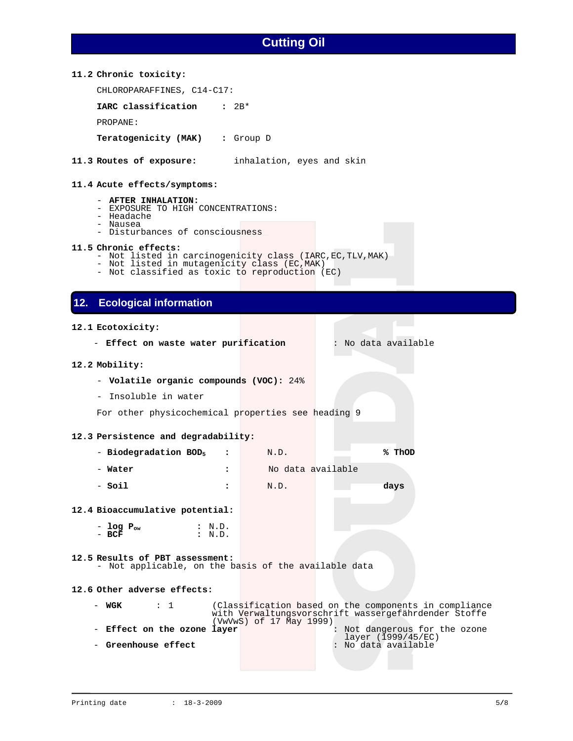**11.2 Chronic toxicity:**

CHLOROPARAFFINES, C14-C17:

**IARC classification** : 2B*

PROPANE:

**Teratogenicity (MAK)** : Group D

**11.3 Routes of exposure:** inhalation, eyes and skin

**11.4 Acute effects/symptoms:**

- **AFTER INHALATION:**
- EXPOSURE TO HIGH CONCENTRATIONS:
- Headache
- Nausea
- Disturbances of consciousness

**11.5 Chronic effects:**

- Not listed in carcinogenicity class (IARC,EC,TLV,MAK)
- Not listed in mutagenicity class (EC,MAK)
- Not classified as toxic to reproduction (EC)

## 12. Ecological information

**12.1 Ecotoxicity:**

- **Effect on waste water purification** : No data available

**12.2 Mobility:**

- **Volatile organic compounds (VOC):** 24%
- Insoluble in water

For other physicochemical properties see heading 9

**12.3 Persistence and degradability:**

- **Biodegradation $BOD_5$** : N.D. **% ThOD**
- **Water** : No data available
- **Soil** : N.D. **days**

**12.4 Bioaccumulative potential:**

- **log $P_{ow}$** : N.D.
- **BCF** : N.D.

**12.5 Results of PBT assessment:**

- Not applicable, on the basis of the available data

**12.6 Other adverse effects:**

- **WGK** : 1 (Classification based on the components in compliance with Verwaltungsvorschrift wassergefährdender Stoffe (VwVwS) of 17 May 1999)
- **Effect on the ozone layer** : Not dangerous for the ozone layer (1999/45/EC)
- **Greenhouse effect** : No data available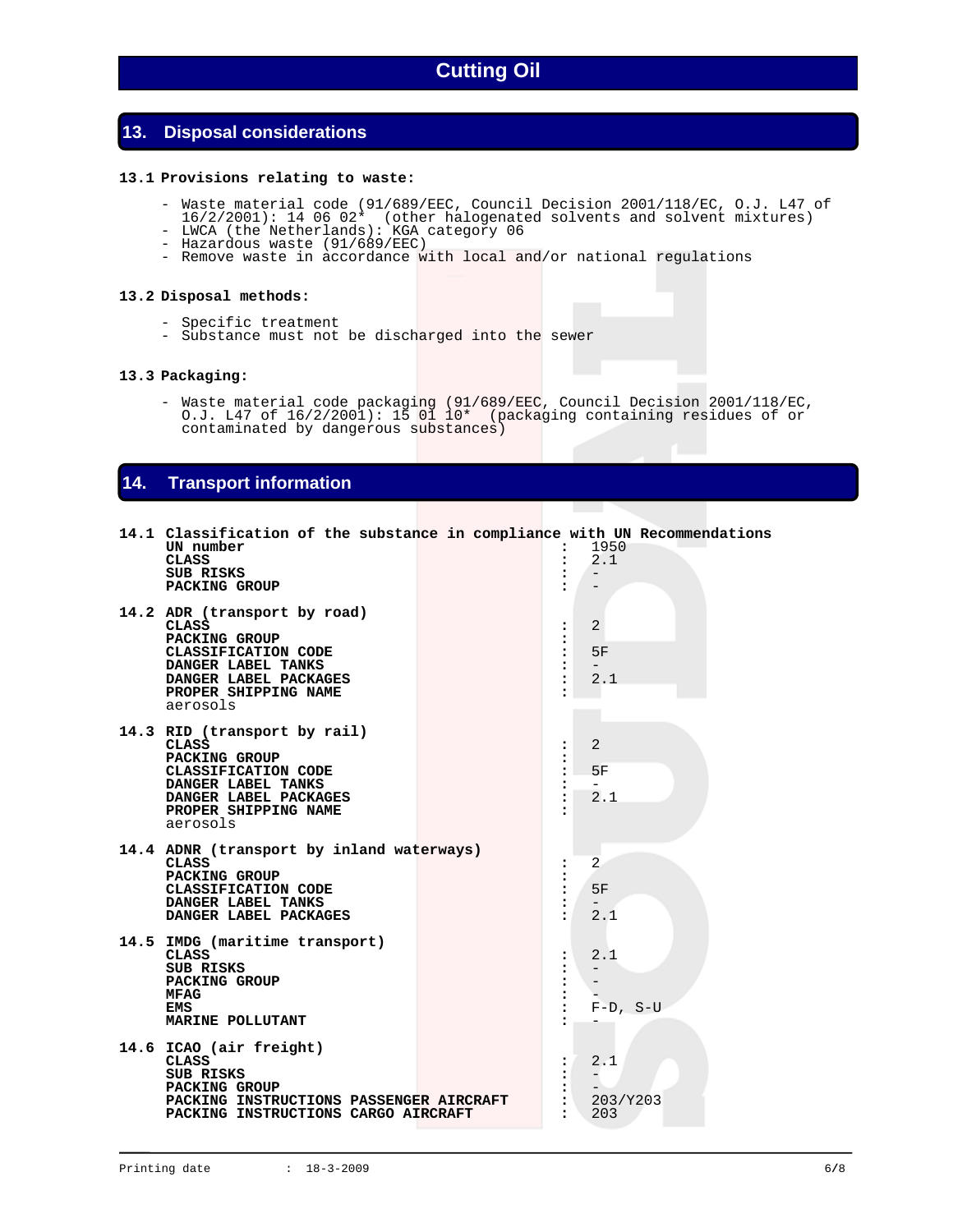# Cutting Oil

## 13. Disposal considerations

**13.1 Provisions relating to waste:**

- Waste material code (91/689/EEC, Council Decision 2001/118/EC, O.J. L47 of 16/2/2001): 14 06 02* (other halogenated solvents and solvent mixtures)
- LWCA (the Netherlands): KGA category 06
- Hazardous waste (91/689/EEC)
- Remove waste in accordance with local and/or national regulations

**13.2 Disposal methods:**

- Specific treatment
- Substance must not be discharged into the sewer

**13.3 Packaging:**

- Waste material code packaging (91/689/EEC, Council Decision 2001/118/EC, O.J. L47 of 16/2/2001): 15 01 10* (packaging containing residues of or contaminated by dangerous substances)

## 14. Transport information

**14.1 Classification of the substance in compliance with UN Recommendations**

| | |
|---|---|
| **UN number** | : 1950 |
| **CLASS** | : 2.1 |
| **SUB RISKS** | : - |
| **PACKING GROUP** | : - |

**14.2 ADR (transport by road)**

| | |
|---|---|
| **CLASS** | : 2 |
| **PACKING GROUP** | : |
| **CLASSIFICATION CODE** | : 5F |
| **DANGER LABEL TANKS** | : - |
| **DANGER LABEL PACKAGES** | : 2.1 |
| **PROPER SHIPPING NAME** | : |

aerosols

**14.3 RID (transport by rail)**

| | |
|---|---|
| **CLASS** | : 2 |
| **PACKING GROUP** | : |
| **CLASSIFICATION CODE** | : 5F |
| **DANGER LABEL TANKS** | : - |
| **DANGER LABEL PACKAGES** | : 2.1 |
| **PROPER SHIPPING NAME** | : |

aerosols

**14.4 ADNR (transport by inland waterways)**

| | |
|---|---|
| **CLASS** | : 2 |
| **PACKING GROUP** | : |
| **CLASSIFICATION CODE** | : 5F |
| **DANGER LABEL TANKS** | : - |
| **DANGER LABEL PACKAGES** | : 2.1 |

**14.5 IMDG (maritime transport)**

| | |
|---|---|
| **CLASS** | : 2.1 |
| **SUB RISKS** | : - |
| **PACKING GROUP** | : - |
| **MFAG** | : - |
| **EMS** | : F-D, S-U |
| **MARINE POLLUTANT** | : - |

**14.6 ICAO (air freight)**

| | |
|---|---|
| **CLASS** | : 2.1 |
| **SUB RISKS** | : - |
| **PACKING GROUP** | : - |
| **PACKING INSTRUCTIONS PASSENGER AIRCRAFT** | : 203/Y203 |
| **PACKING INSTRUCTIONS CARGO AIRCRAFT** | : 203 |

Printing date : 18-3-2009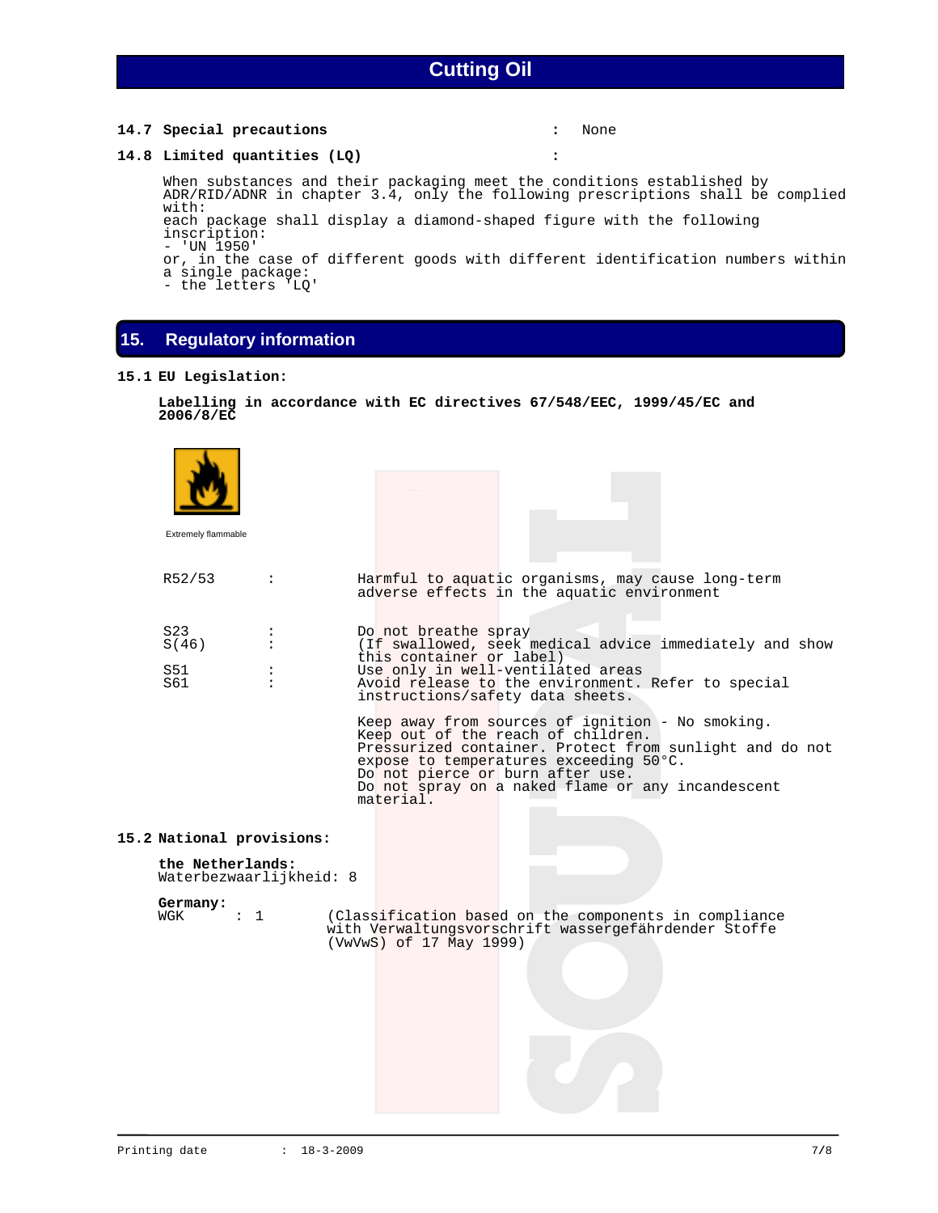**14.7 Special precautions** : None

**14.8 Limited quantities (LQ)** :

When substances and their packaging meet the conditions established by ADR/RID/ADNR in chapter 3.4, only the following prescriptions shall be complied with:
each package shall display a diamond-shaped figure with the following inscription:
- 'UN 1950'
or, in the case of different goods with different identification numbers within a single package:
- the letters 'LQ'

## 15. Regulatory information

### 15.1 EU Legislation:

**Labelling in accordance with EC directives 67/548/EEC, 1999/45/EC and 2006/8/EC**

Extremely flammable

| | | |
|---|---|---|
| R52/53 | : | Harmful to aquatic organisms, may cause long-term adverse effects in the aquatic environment |
| S23 | : | Do not breathe spray |
| S(46) | : | (If swallowed, seek medical advice immediately and show this container or label) |
| S51 | : | Use only in well-ventilated areas |
| S61 | : | Avoid release to the environment. Refer to special instructions/safety data sheets. |

Keep away from sources of ignition - No smoking.
Keep out of the reach of children.
Pressurized container. Protect from sunlight and do not expose to temperatures exceeding 50°C.
Do not pierce or burn after use.
Do not spray on a naked flame or any incandescent material.

### 15.2 National provisions:

**the Netherlands:**
Waterbezwaarlijkheid: 8

**Germany:**
WGK : 1 (Classification based on the components in compliance with Verwaltungsvorschrift wassergefährdender Stoffe (VwVwS) of 17 May 1999)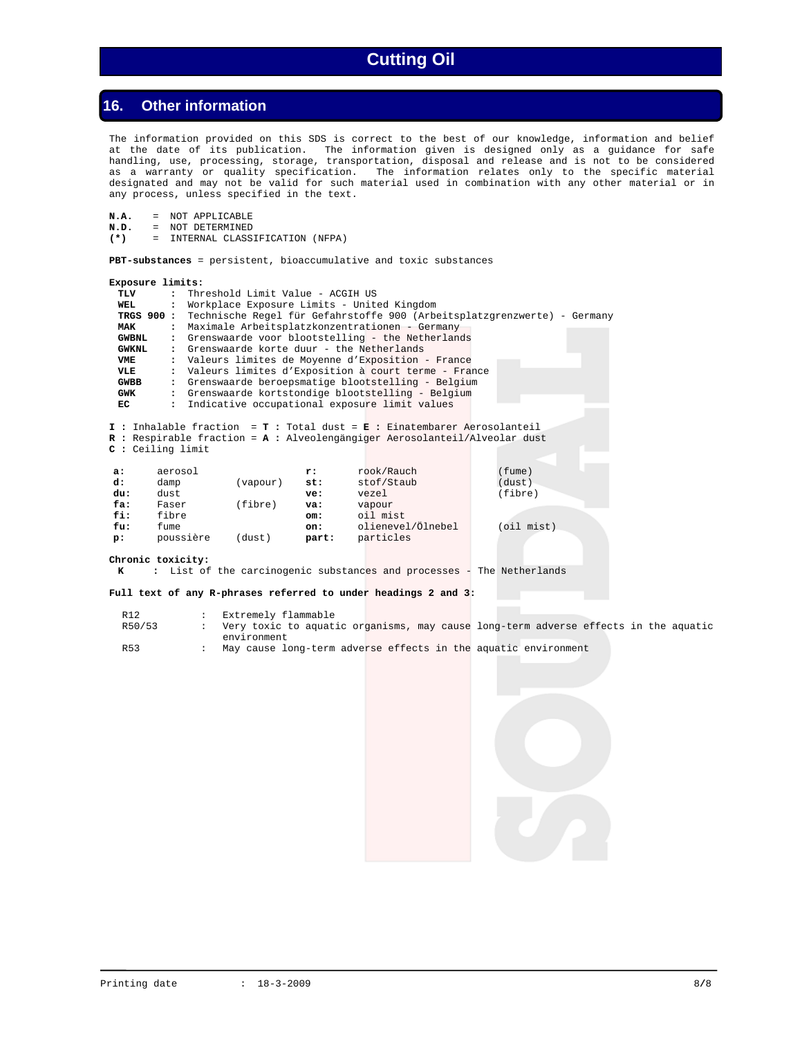# Cutting Oil

## 16. Other information

The information provided on this SDS is correct to the best of our knowledge, information and belief at the date of its publication. The information given is designed only as a guidance for safe handling, use, processing, storage, transportation, disposal and release and is not to be considered as a warranty or quality specification. The information relates only to the specific material designated and may not be valid for such material used in combination with any other material or in any process, unless specified in the text.

**N.A.** = NOT APPLICABLE
**N.D.** = NOT DETERMINED
**(*)** = INTERNAL CLASSIFICATION (NFPA)

**PBT-substances** = persistent, bioaccumulative and toxic substances

**Exposure limits:**

| | | |
|---|---|---|
| **TLV** | : | Threshold Limit Value - ACGIH US |
| **WEL** | : | Workplace Exposure Limits - United Kingdom |
| **TRGS 900** | : | Technische Regel für Gefahrstoffe 900 (Arbeitsplatzgrenzwerte) - Germany |
| **MAK** | : | Maximale Arbeitsplatzkonzentrationen - Germany |
| **GWBNL** | : | Grenswaarde voor blootstelling - the Netherlands |
| **GWKNL** | : | Grenswaarde korte duur - the Netherlands |
| **VME** | : | Valeurs limites de Moyenne d'Exposition - France |
| **VLE** | : | Valeurs limites d'Exposition à court terme - France |
| **GWBB** | : | Grenswaarde beroepsmatige blootstelling - Belgium |
| **GWK** | : | Grenswaarde kortstondige blootstelling - Belgium |
| **EC** | : | Indicative occupational exposure limit values |

**I :** Inhalable fraction = **T :** Total dust = **E :** Einatembarer Aerosolanteil
**R :** Respirable fraction = **A :** Alveolengängiger Aerosolanteil/Alveolar dust
**C :** Ceiling limit

| | | | | | |
|---|---|---|---|---|---|
| **a:** | aerosol | | **r:** | rook/Rauch | (fume) |
| **d:** | damp | (vapour) | **st:** | stof/Staub | (dust) |
| **du:** | dust | | **ve:** | vezel | (fibre) |
| **fa:** | Faser | (fibre) | **va:** | vapour | |
| **fi:** | fibre | | **om:** | oil mist | |
| **fu:** | fume | | **on:** | olienevel/Ölnebel | (oil mist) |
| **p:** | poussière | (dust) | **part:** | particles | |

**Chronic toxicity:**
**K** : List of the carcinogenic substances and processes - The Netherlands

**Full text of any R-phrases referred to under headings 2 and 3:**

| | | |
|---|---|---|
| R12 | : | Extremely flammable |
| R50/53 | : | Very toxic to aquatic organisms, may cause long-term adverse effects in the aquatic environment |
| R53 | : | May cause long-term adverse effects in the aquatic environment |

Printing date : 18-3-2009